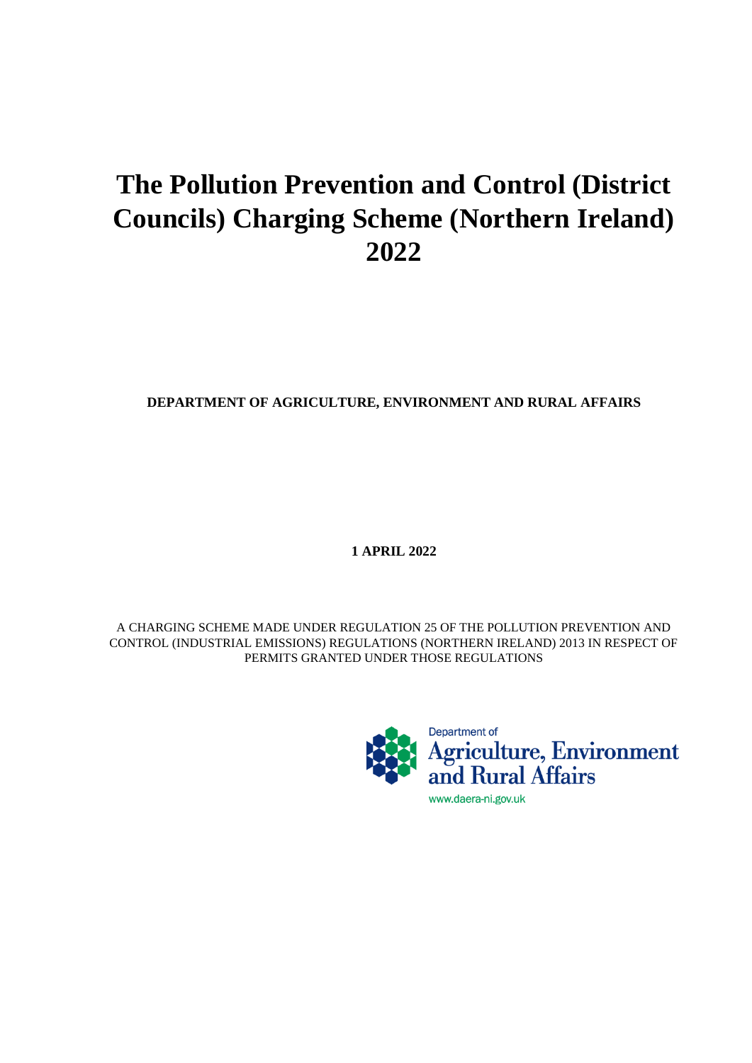# The Pollution Prevention and Control (District Councils) Charging Scheme (Northern Ireland) 2022

**DEPARTMENT OF AGRICULTURE, ENVIRONMENT AND RURAL AFFAIRS**

**1 APRIL 2022**

A CHARGING SCHEME MADE UNDER REGULATION 25 OF THE POLLUTION PREVENTION AND CONTROL (INDUSTRIAL EMISSIONS) REGULATIONS (NORTHERN IRELAND) 2013 IN RESPECT OF PERMITS GRANTED UNDER THOSE REGULATIONS

Department of
Agriculture, Environment
and Rural Affairs

www.daera-ni.gov.uk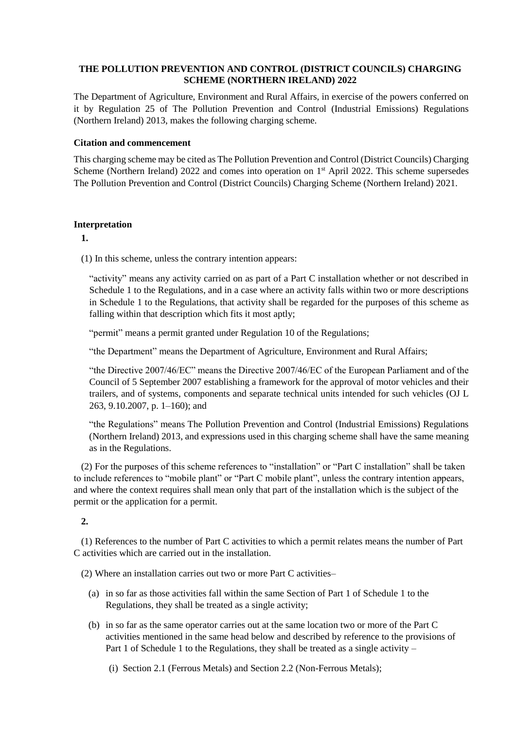**THE POLLUTION PREVENTION AND CONTROL (DISTRICT COUNCILS) CHARGING SCHEME (NORTHERN IRELAND) 2022**

The Department of Agriculture, Environment and Rural Affairs, in exercise of the powers conferred on it by Regulation 25 of The Pollution Prevention and Control (Industrial Emissions) Regulations (Northern Ireland) 2013, makes the following charging scheme.

**Citation and commencement**

This charging scheme may be cited as The Pollution Prevention and Control (District Councils) Charging Scheme (Northern Ireland) 2022 and comes into operation on 1st April 2022. This scheme supersedes The Pollution Prevention and Control (District Councils) Charging Scheme (Northern Ireland) 2021.

**Interpretation**

**1.**

(1) In this scheme, unless the contrary intention appears:

"activity" means any activity carried on as part of a Part C installation whether or not described in Schedule 1 to the Regulations, and in a case where an activity falls within two or more descriptions in Schedule 1 to the Regulations, that activity shall be regarded for the purposes of this scheme as falling within that description which fits it most aptly;

"permit" means a permit granted under Regulation 10 of the Regulations;

"the Department" means the Department of Agriculture, Environment and Rural Affairs;

"the Directive 2007/46/EC" means the Directive 2007/46/EC of the European Parliament and of the Council of 5 September 2007 establishing a framework for the approval of motor vehicles and their trailers, and of systems, components and separate technical units intended for such vehicles (OJ L 263, 9.10.2007, p. 1–160); and

"the Regulations" means The Pollution Prevention and Control (Industrial Emissions) Regulations (Northern Ireland) 2013, and expressions used in this charging scheme shall have the same meaning as in the Regulations.

(2) For the purposes of this scheme references to "installation" or "Part C installation" shall be taken to include references to "mobile plant" or "Part C mobile plant", unless the contrary intention appears, and where the context requires shall mean only that part of the installation which is the subject of the permit or the application for a permit.

**2.**

(1) References to the number of Part C activities to which a permit relates means the number of Part C activities which are carried out in the installation.

(2) Where an installation carries out two or more Part C activities–

- (a) in so far as those activities fall within the same Section of Part 1 of Schedule 1 to the Regulations, they shall be treated as a single activity;
- (b) in so far as the same operator carries out at the same location two or more of the Part C activities mentioned in the same head below and described by reference to the provisions of Part 1 of Schedule 1 to the Regulations, they shall be treated as a single activity –
  - (i) Section 2.1 (Ferrous Metals) and Section 2.2 (Non-Ferrous Metals);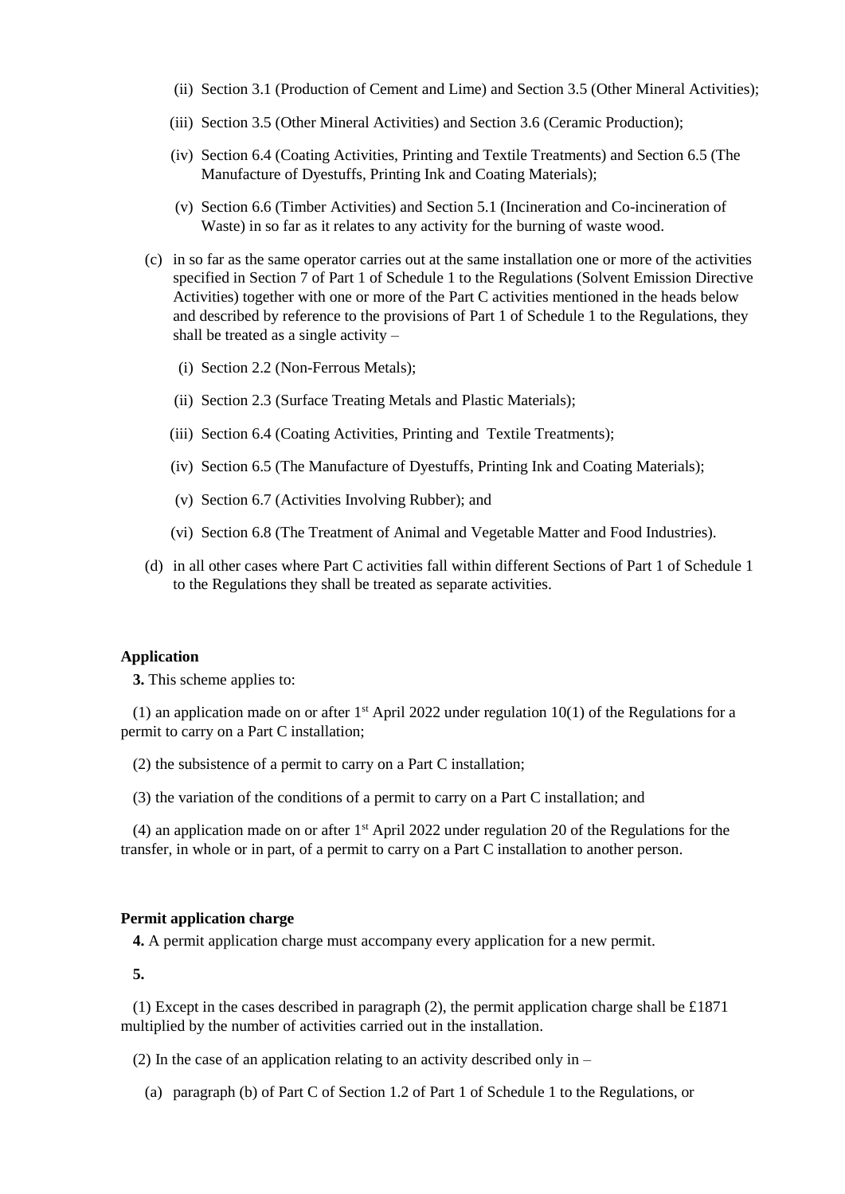(ii) Section 3.1 (Production of Cement and Lime) and Section 3.5 (Other Mineral Activities);

(iii) Section 3.5 (Other Mineral Activities) and Section 3.6 (Ceramic Production);

(iv) Section 6.4 (Coating Activities, Printing and Textile Treatments) and Section 6.5 (The Manufacture of Dyestuffs, Printing Ink and Coating Materials);

(v) Section 6.6 (Timber Activities) and Section 5.1 (Incineration and Co-incineration of Waste) in so far as it relates to any activity for the burning of waste wood.

(c) in so far as the same operator carries out at the same installation one or more of the activities specified in Section 7 of Part 1 of Schedule 1 to the Regulations (Solvent Emission Directive Activities) together with one or more of the Part C activities mentioned in the heads below and described by reference to the provisions of Part 1 of Schedule 1 to the Regulations, they shall be treated as a single activity –

(i) Section 2.2 (Non-Ferrous Metals);

(ii) Section 2.3 (Surface Treating Metals and Plastic Materials);

(iii) Section 6.4 (Coating Activities, Printing and Textile Treatments);

(iv) Section 6.5 (The Manufacture of Dyestuffs, Printing Ink and Coating Materials);

(v) Section 6.7 (Activities Involving Rubber); and

(vi) Section 6.8 (The Treatment of Animal and Vegetable Matter and Food Industries).

(d) in all other cases where Part C activities fall within different Sections of Part 1 of Schedule 1 to the Regulations they shall be treated as separate activities.

**Application**

**3.** This scheme applies to:

(1) an application made on or after 1st April 2022 under regulation 10(1) of the Regulations for a permit to carry on a Part C installation;

(2) the subsistence of a permit to carry on a Part C installation;

(3) the variation of the conditions of a permit to carry on a Part C installation; and

(4) an application made on or after 1st April 2022 under regulation 20 of the Regulations for the transfer, in whole or in part, of a permit to carry on a Part C installation to another person.

**Permit application charge**

**4.** A permit application charge must accompany every application for a new permit.

**5.**

(1) Except in the cases described in paragraph (2), the permit application charge shall be £1871 multiplied by the number of activities carried out in the installation.

(2) In the case of an application relating to an activity described only in –

(a) paragraph (b) of Part C of Section 1.2 of Part 1 of Schedule 1 to the Regulations, or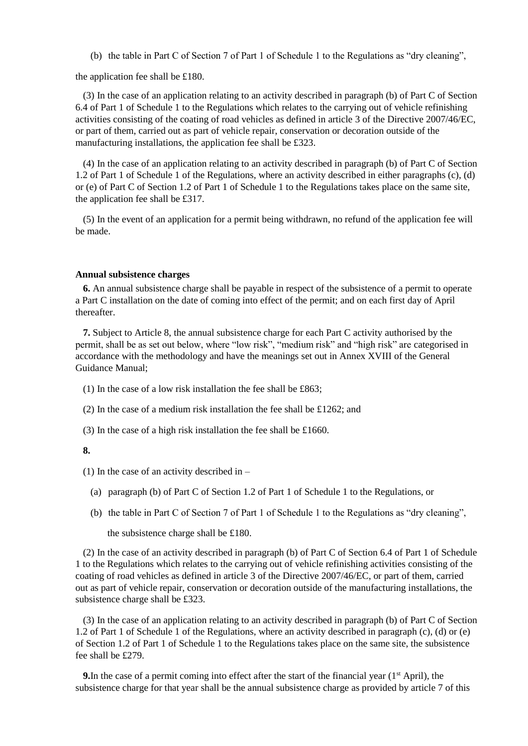(b) the table in Part C of Section 7 of Part 1 of Schedule 1 to the Regulations as "dry cleaning",

the application fee shall be £180.

(3) In the case of an application relating to an activity described in paragraph (b) of Part C of Section 6.4 of Part 1 of Schedule 1 to the Regulations which relates to the carrying out of vehicle refinishing activities consisting of the coating of road vehicles as defined in article 3 of the Directive 2007/46/EC, or part of them, carried out as part of vehicle repair, conservation or decoration outside of the manufacturing installations, the application fee shall be £323.

(4) In the case of an application relating to an activity described in paragraph (b) of Part C of Section 1.2 of Part 1 of Schedule 1 of the Regulations, where an activity described in either paragraphs (c), (d) or (e) of Part C of Section 1.2 of Part 1 of Schedule 1 to the Regulations takes place on the same site, the application fee shall be £317.

(5) In the event of an application for a permit being withdrawn, no refund of the application fee will be made.

**Annual subsistence charges**

**6.** An annual subsistence charge shall be payable in respect of the subsistence of a permit to operate a Part C installation on the date of coming into effect of the permit; and on each first day of April thereafter.

**7.** Subject to Article 8, the annual subsistence charge for each Part C activity authorised by the permit, shall be as set out below, where "low risk", "medium risk" and "high risk" are categorised in accordance with the methodology and have the meanings set out in Annex XVIII of the General Guidance Manual;

(1) In the case of a low risk installation the fee shall be £863;

(2) In the case of a medium risk installation the fee shall be £1262; and

(3) In the case of a high risk installation the fee shall be £1660.

**8.**

(1) In the case of an activity described in –

(a) paragraph (b) of Part C of Section 1.2 of Part 1 of Schedule 1 to the Regulations, or

(b) the table in Part C of Section 7 of Part 1 of Schedule 1 to the Regulations as "dry cleaning",

the subsistence charge shall be £180.

(2) In the case of an activity described in paragraph (b) of Part C of Section 6.4 of Part 1 of Schedule 1 to the Regulations which relates to the carrying out of vehicle refinishing activities consisting of the coating of road vehicles as defined in article 3 of the Directive 2007/46/EC, or part of them, carried out as part of vehicle repair, conservation or decoration outside of the manufacturing installations, the subsistence charge shall be £323.

(3) In the case of an application relating to an activity described in paragraph (b) of Part C of Section 1.2 of Part 1 of Schedule 1 of the Regulations, where an activity described in paragraph (c), (d) or (e) of Section 1.2 of Part 1 of Schedule 1 to the Regulations takes place on the same site, the subsistence fee shall be £279.

**9.** In the case of a permit coming into effect after the start of the financial year (1st April), the subsistence charge for that year shall be the annual subsistence charge as provided by article 7 of this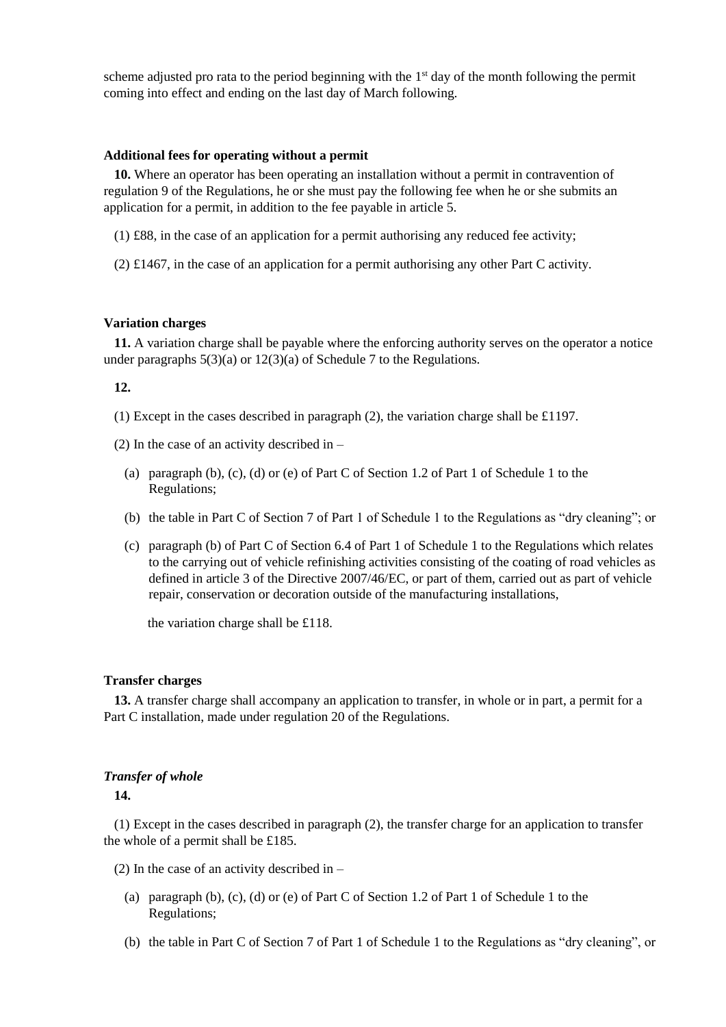scheme adjusted pro rata to the period beginning with the 1st day of the month following the permit coming into effect and ending on the last day of March following.

### Additional fees for operating without a permit

**10.** Where an operator has been operating an installation without a permit in contravention of regulation 9 of the Regulations, he or she must pay the following fee when he or she submits an application for a permit, in addition to the fee payable in article 5.

(1) £88, in the case of an application for a permit authorising any reduced fee activity;

(2) £1467, in the case of an application for a permit authorising any other Part C activity.

### Variation charges

**11.** A variation charge shall be payable where the enforcing authority serves on the operator a notice under paragraphs 5(3)(a) or 12(3)(a) of Schedule 7 to the Regulations.

**12.**

(1) Except in the cases described in paragraph (2), the variation charge shall be £1197.

(2) In the case of an activity described in –

- (a) paragraph (b), (c), (d) or (e) of Part C of Section 1.2 of Part 1 of Schedule 1 to the Regulations;
- (b) the table in Part C of Section 7 of Part 1 of Schedule 1 to the Regulations as "dry cleaning"; or
- (c) paragraph (b) of Part C of Section 6.4 of Part 1 of Schedule 1 to the Regulations which relates to the carrying out of vehicle refinishing activities consisting of the coating of road vehicles as defined in article 3 of the Directive 2007/46/EC, or part of them, carried out as part of vehicle repair, conservation or decoration outside of the manufacturing installations,

the variation charge shall be £118.

### Transfer charges

**13.** A transfer charge shall accompany an application to transfer, in whole or in part, a permit for a Part C installation, made under regulation 20 of the Regulations.

#### *Transfer of whole*

**14.**

(1) Except in the cases described in paragraph (2), the transfer charge for an application to transfer the whole of a permit shall be £185.

(2) In the case of an activity described in –

- (a) paragraph (b), (c), (d) or (e) of Part C of Section 1.2 of Part 1 of Schedule 1 to the Regulations;
- (b) the table in Part C of Section 7 of Part 1 of Schedule 1 to the Regulations as "dry cleaning", or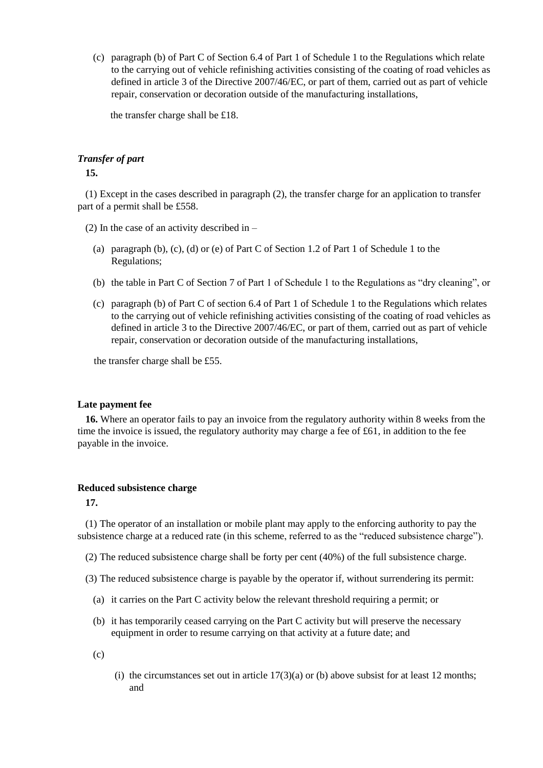(c) paragraph (b) of Part C of Section 6.4 of Part 1 of Schedule 1 to the Regulations which relate to the carrying out of vehicle refinishing activities consisting of the coating of road vehicles as defined in article 3 of the Directive 2007/46/EC, or part of them, carried out as part of vehicle repair, conservation or decoration outside of the manufacturing installations,

the transfer charge shall be £18.

### *Transfer of part*

**15.**

(1) Except in the cases described in paragraph (2), the transfer charge for an application to transfer part of a permit shall be £558.

(2) In the case of an activity described in –

(a) paragraph (b), (c), (d) or (e) of Part C of Section 1.2 of Part 1 of Schedule 1 to the Regulations;

(b) the table in Part C of Section 7 of Part 1 of Schedule 1 to the Regulations as "dry cleaning", or

(c) paragraph (b) of Part C of section 6.4 of Part 1 of Schedule 1 to the Regulations which relates to the carrying out of vehicle refinishing activities consisting of the coating of road vehicles as defined in article 3 to the Directive 2007/46/EC, or part of them, carried out as part of vehicle repair, conservation or decoration outside of the manufacturing installations,

the transfer charge shall be £55.

### Late payment fee

**16.** Where an operator fails to pay an invoice from the regulatory authority within 8 weeks from the time the invoice is issued, the regulatory authority may charge a fee of £61, in addition to the fee payable in the invoice.

### Reduced subsistence charge

**17.**

(1) The operator of an installation or mobile plant may apply to the enforcing authority to pay the subsistence charge at a reduced rate (in this scheme, referred to as the "reduced subsistence charge").

(2) The reduced subsistence charge shall be forty per cent (40%) of the full subsistence charge.

(3) The reduced subsistence charge is payable by the operator if, without surrendering its permit:

(a) it carries on the Part C activity below the relevant threshold requiring a permit; or

(b) it has temporarily ceased carrying on the Part C activity but will preserve the necessary equipment in order to resume carrying on that activity at a future date; and

(c)

(i) the circumstances set out in article 17(3)(a) or (b) above subsist for at least 12 months; and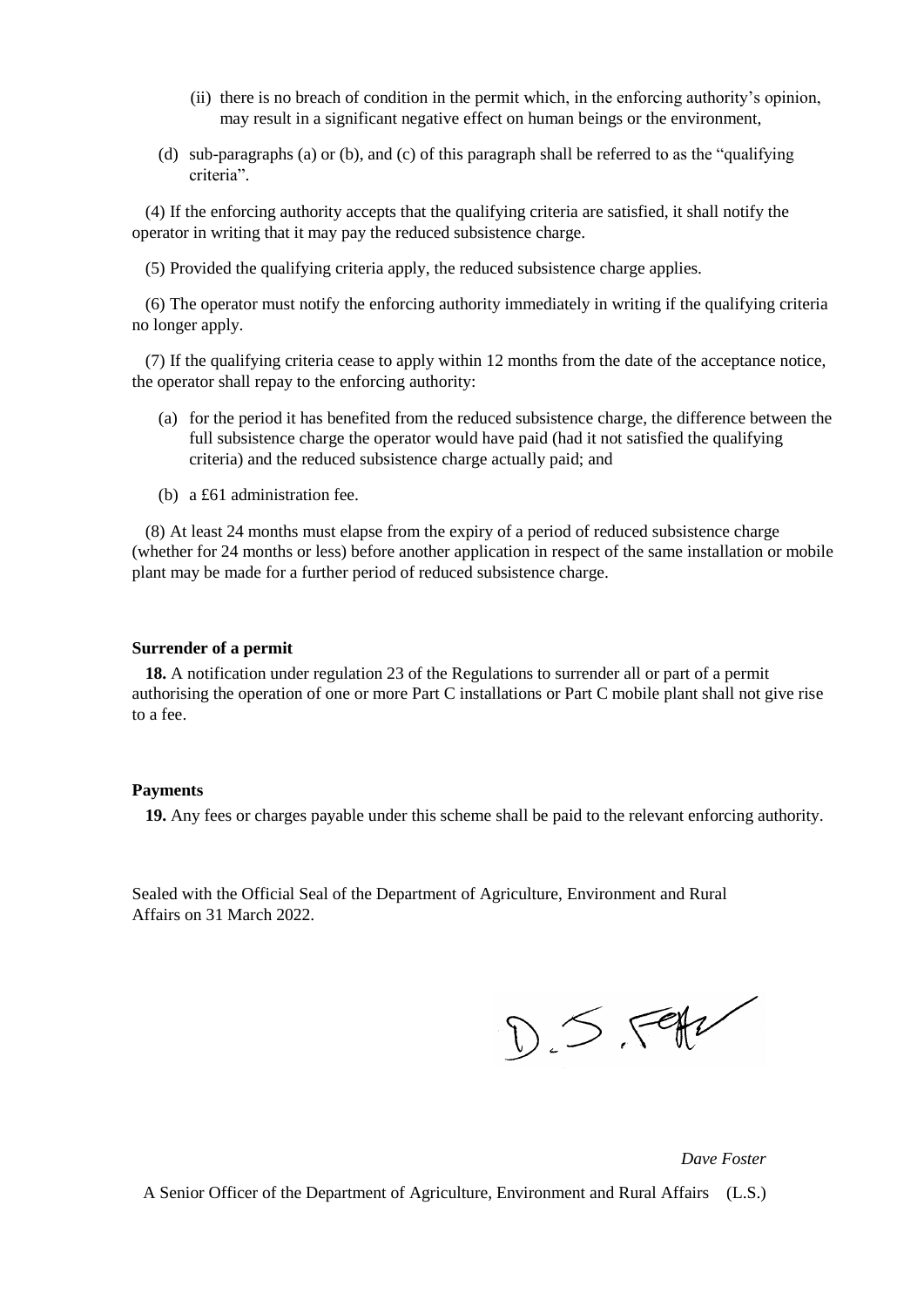(ii) there is no breach of condition in the permit which, in the enforcing authority's opinion, may result in a significant negative effect on human beings or the environment,

(d) sub-paragraphs (a) or (b), and (c) of this paragraph shall be referred to as the "qualifying criteria".

(4) If the enforcing authority accepts that the qualifying criteria are satisfied, it shall notify the operator in writing that it may pay the reduced subsistence charge.

(5) Provided the qualifying criteria apply, the reduced subsistence charge applies.

(6) The operator must notify the enforcing authority immediately in writing if the qualifying criteria no longer apply.

(7) If the qualifying criteria cease to apply within 12 months from the date of the acceptance notice, the operator shall repay to the enforcing authority:

(a) for the period it has benefited from the reduced subsistence charge, the difference between the full subsistence charge the operator would have paid (had it not satisfied the qualifying criteria) and the reduced subsistence charge actually paid; and

(b) a £61 administration fee.

(8) At least 24 months must elapse from the expiry of a period of reduced subsistence charge (whether for 24 months or less) before another application in respect of the same installation or mobile plant may be made for a further period of reduced subsistence charge.

**Surrender of a permit**

**18.** A notification under regulation 23 of the Regulations to surrender all or part of a permit authorising the operation of one or more Part C installations or Part C mobile plant shall not give rise to a fee.

**Payments**

**19.** Any fees or charges payable under this scheme shall be paid to the relevant enforcing authority.

Sealed with the Official Seal of the Department of Agriculture, Environment and Rural Affairs on 31 March 2022.

*Dave Foster*

A Senior Officer of the Department of Agriculture, Environment and Rural Affairs (L.S.)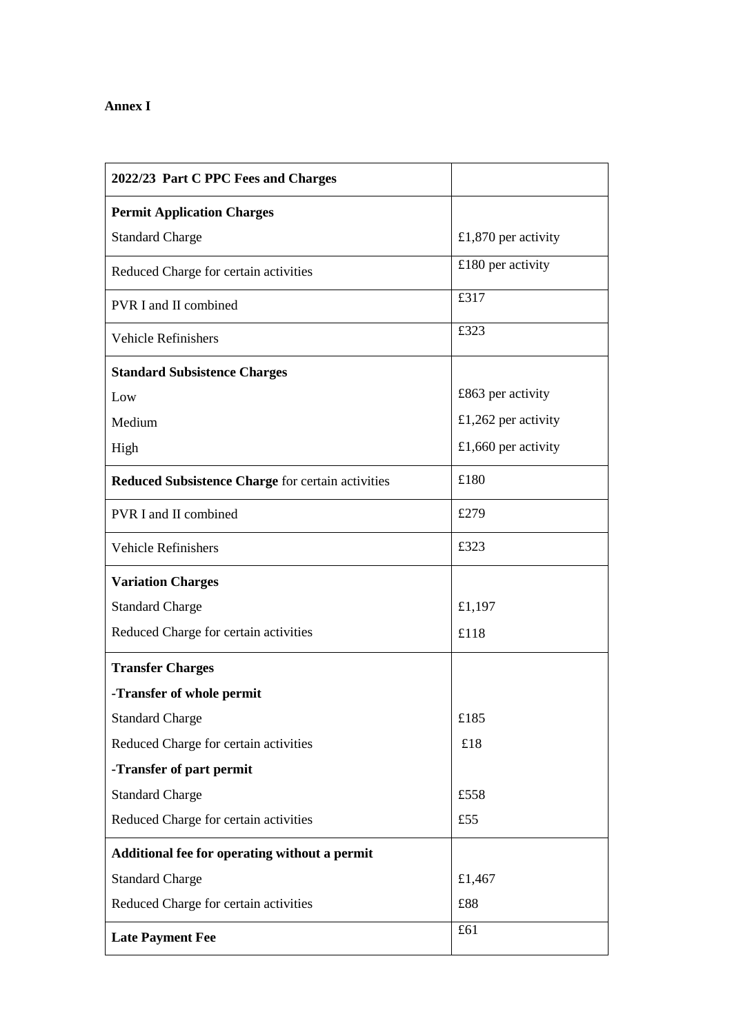**Annex I**

| **2022/23 Part C PPC Fees and Charges** | |
|---|---|
| **Permit Application Charges** | |
| Standard Charge | £1,870 per activity |
| Reduced Charge for certain activities | £180 per activity |
| PVR I and II combined | £317 |
| Vehicle Refinishers | £323 |
| **Standard Subsistence Charges** | |
| Low | £863 per activity |
| Medium | £1,262 per activity |
| High | £1,660 per activity |
| **Reduced Subsistence Charge** for certain activities | £180 |
| PVR I and II combined | £279 |
| Vehicle Refinishers | £323 |
| **Variation Charges** | |
| Standard Charge | £1,197 |
| Reduced Charge for certain activities | £118 |
| **Transfer Charges** | |
| **-Transfer of whole permit** | |
| Standard Charge | £185 |
| Reduced Charge for certain activities | £18 |
| **-Transfer of part permit** | |
| Standard Charge | £558 |
| Reduced Charge for certain activities | £55 |
| **Additional fee for operating without a permit** | |
| Standard Charge | £1,467 |
| Reduced Charge for certain activities | £88 |
| **Late Payment Fee** | £61 |